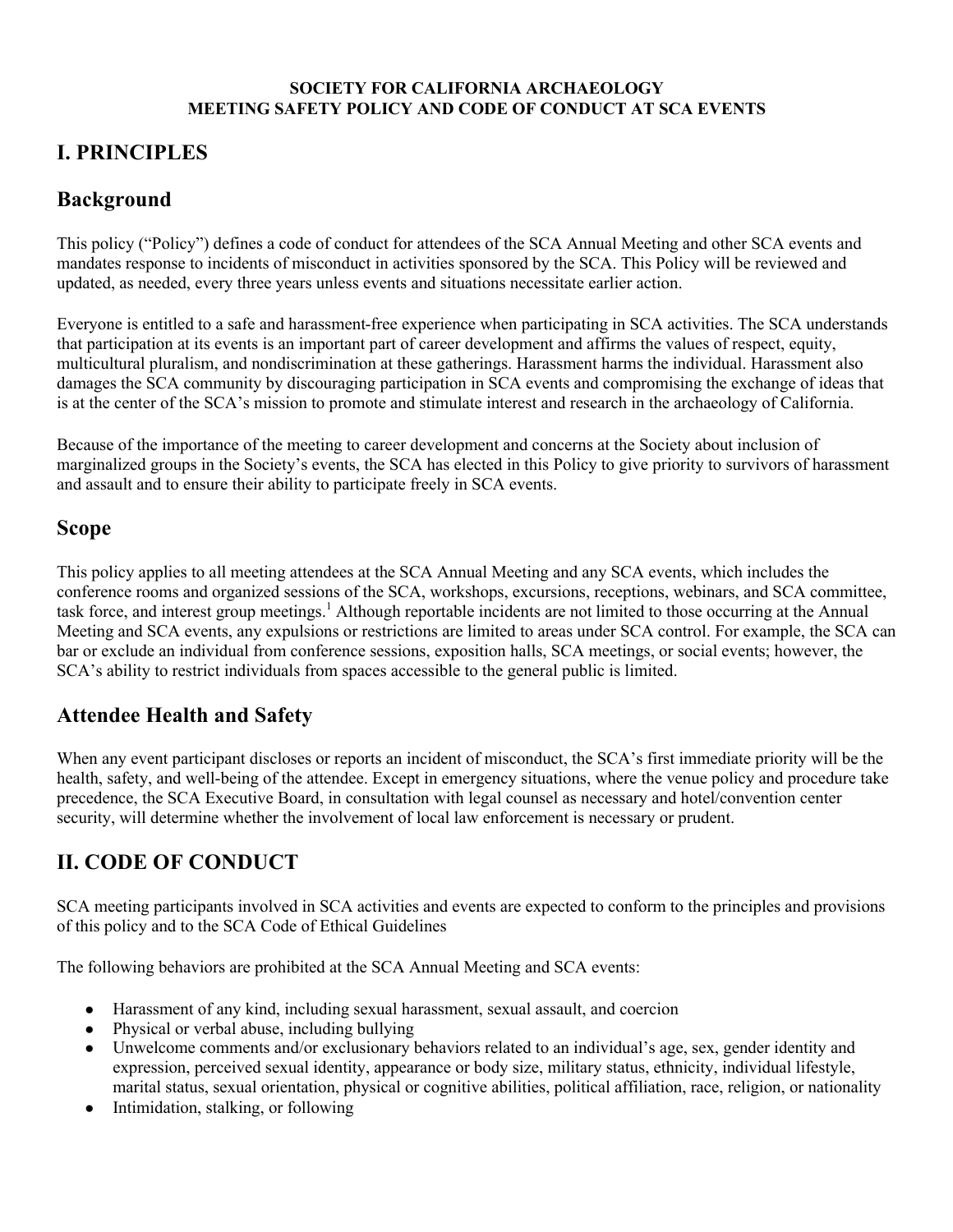**SOCIETY FOR CALIFORNIA ARCHAEOLOGY**
**MEETING SAFETY POLICY AND CODE OF CONDUCT AT SCA EVENTS**

# I. PRINCIPLES

## Background

This policy ("Policy") defines a code of conduct for attendees of the SCA Annual Meeting and other SCA events and mandates response to incidents of misconduct in activities sponsored by the SCA. This Policy will be reviewed and updated, as needed, every three years unless events and situations necessitate earlier action.

Everyone is entitled to a safe and harassment-free experience when participating in SCA activities. The SCA understands that participation at its events is an important part of career development and affirms the values of respect, equity, multicultural pluralism, and nondiscrimination at these gatherings. Harassment harms the individual. Harassment also damages the SCA community by discouraging participation in SCA events and compromising the exchange of ideas that is at the center of the SCA's mission to promote and stimulate interest and research in the archaeology of California.

Because of the importance of the meeting to career development and concerns at the Society about inclusion of marginalized groups in the Society's events, the SCA has elected in this Policy to give priority to survivors of harassment and assault and to ensure their ability to participate freely in SCA events.

## Scope

This policy applies to all meeting attendees at the SCA Annual Meeting and any SCA events, which includes the conference rooms and organized sessions of the SCA, workshops, excursions, receptions, webinars, and SCA committee, task force, and interest group meetings.[1] Although reportable incidents are not limited to those occurring at the Annual Meeting and SCA events, any expulsions or restrictions are limited to areas under SCA control. For example, the SCA can bar or exclude an individual from conference sessions, exposition halls, SCA meetings, or social events; however, the SCA's ability to restrict individuals from spaces accessible to the general public is limited.

## Attendee Health and Safety

When any event participant discloses or reports an incident of misconduct, the SCA's first immediate priority will be the health, safety, and well-being of the attendee. Except in emergency situations, where the venue policy and procedure take precedence, the SCA Executive Board, in consultation with legal counsel as necessary and hotel/convention center security, will determine whether the involvement of local law enforcement is necessary or prudent.

# II. CODE OF CONDUCT

SCA meeting participants involved in SCA activities and events are expected to conform to the principles and provisions of this policy and to the SCA Code of Ethical Guidelines

The following behaviors are prohibited at the SCA Annual Meeting and SCA events:

- Harassment of any kind, including sexual harassment, sexual assault, and coercion
- Physical or verbal abuse, including bullying
- Unwelcome comments and/or exclusionary behaviors related to an individual's age, sex, gender identity and expression, perceived sexual identity, appearance or body size, military status, ethnicity, individual lifestyle, marital status, sexual orientation, physical or cognitive abilities, political affiliation, race, religion, or nationality
- Intimidation, stalking, or following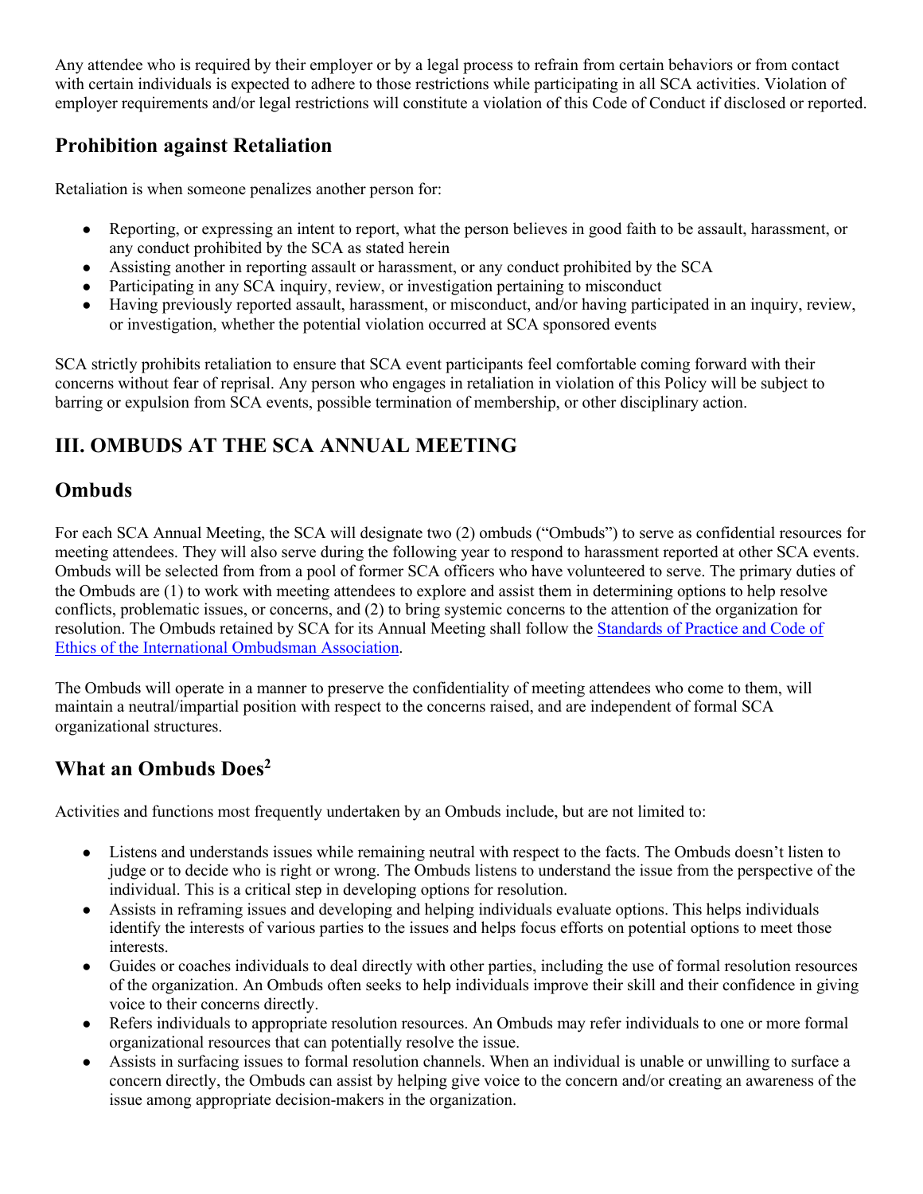Any attendee who is required by their employer or by a legal process to refrain from certain behaviors or from contact with certain individuals is expected to adhere to those restrictions while participating in all SCA activities. Violation of employer requirements and/or legal restrictions will constitute a violation of this Code of Conduct if disclosed or reported.

## Prohibition against Retaliation

Retaliation is when someone penalizes another person for:

- Reporting, or expressing an intent to report, what the person believes in good faith to be assault, harassment, or any conduct prohibited by the SCA as stated herein
- Assisting another in reporting assault or harassment, or any conduct prohibited by the SCA
- Participating in any SCA inquiry, review, or investigation pertaining to misconduct
- Having previously reported assault, harassment, or misconduct, and/or having participated in an inquiry, review, or investigation, whether the potential violation occurred at SCA sponsored events

SCA strictly prohibits retaliation to ensure that SCA event participants feel comfortable coming forward with their concerns without fear of reprisal. Any person who engages in retaliation in violation of this Policy will be subject to barring or expulsion from SCA events, possible termination of membership, or other disciplinary action.

# III. OMBUDS AT THE SCA ANNUAL MEETING

## Ombuds

For each SCA Annual Meeting, the SCA will designate two (2) ombuds ("Ombuds") to serve as confidential resources for meeting attendees. They will also serve during the following year to respond to harassment reported at other SCA events. Ombuds will be selected from from a pool of former SCA officers who have volunteered to serve. The primary duties of the Ombuds are (1) to work with meeting attendees to explore and assist them in determining options to help resolve conflicts, problematic issues, or concerns, and (2) to bring systemic concerns to the attention of the organization for resolution. The Ombuds retained by SCA for its Annual Meeting shall follow the [Standards of Practice and Code of Ethics of the International Ombudsman Association](https://www.ombudsassociation.org/).

The Ombuds will operate in a manner to preserve the confidentiality of meeting attendees who come to them, will maintain a neutral/impartial position with respect to the concerns raised, and are independent of formal SCA organizational structures.

## What an Ombuds Does[2]

Activities and functions most frequently undertaken by an Ombuds include, but are not limited to:

- Listens and understands issues while remaining neutral with respect to the facts. The Ombuds doesn't listen to judge or to decide who is right or wrong. The Ombuds listens to understand the issue from the perspective of the individual. This is a critical step in developing options for resolution.
- Assists in reframing issues and developing and helping individuals evaluate options. This helps individuals identify the interests of various parties to the issues and helps focus efforts on potential options to meet those interests.
- Guides or coaches individuals to deal directly with other parties, including the use of formal resolution resources of the organization. An Ombuds often seeks to help individuals improve their skill and their confidence in giving voice to their concerns directly.
- Refers individuals to appropriate resolution resources. An Ombuds may refer individuals to one or more formal organizational resources that can potentially resolve the issue.
- Assists in surfacing issues to formal resolution channels. When an individual is unable or unwilling to surface a concern directly, the Ombuds can assist by helping give voice to the concern and/or creating an awareness of the issue among appropriate decision-makers in the organization.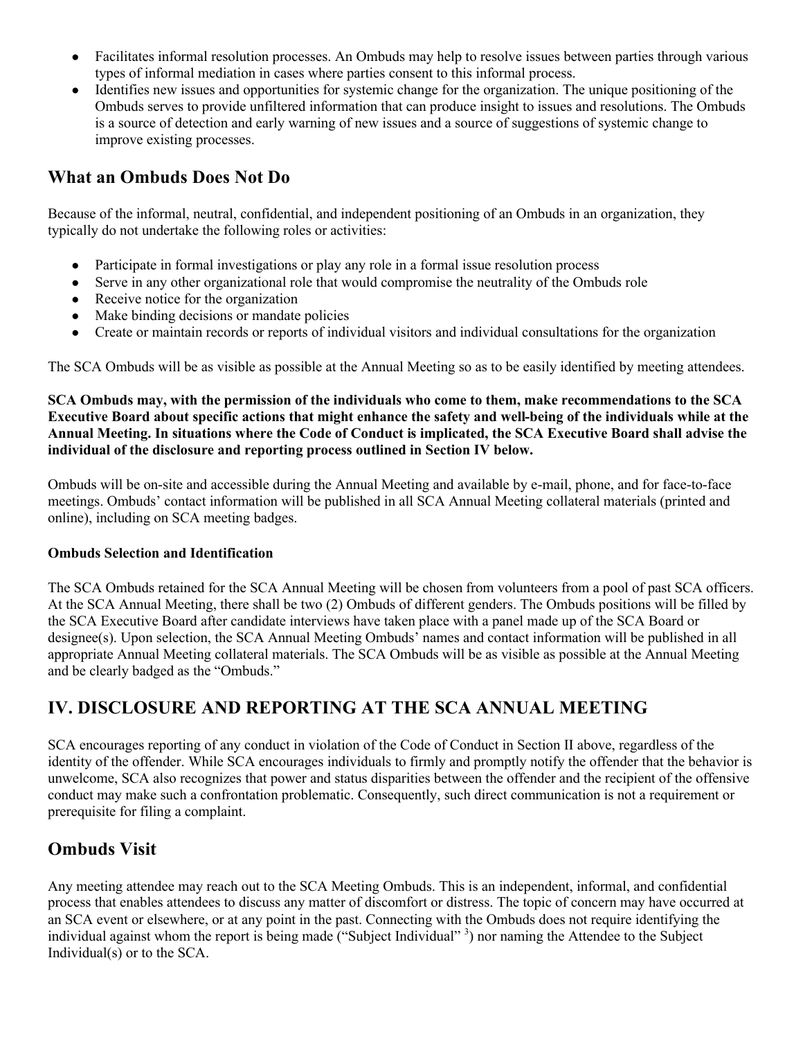- Facilitates informal resolution processes. An Ombuds may help to resolve issues between parties through various types of informal mediation in cases where parties consent to this informal process.
- Identifies new issues and opportunities for systemic change for the organization. The unique positioning of the Ombuds serves to provide unfiltered information that can produce insight to issues and resolutions. The Ombuds is a source of detection and early warning of new issues and a source of suggestions of systemic change to improve existing processes.

## What an Ombuds Does Not Do

Because of the informal, neutral, confidential, and independent positioning of an Ombuds in an organization, they typically do not undertake the following roles or activities:

- Participate in formal investigations or play any role in a formal issue resolution process
- Serve in any other organizational role that would compromise the neutrality of the Ombuds role
- Receive notice for the organization
- Make binding decisions or mandate policies
- Create or maintain records or reports of individual visitors and individual consultations for the organization

The SCA Ombuds will be as visible as possible at the Annual Meeting so as to be easily identified by meeting attendees.

**SCA Ombuds may, with the permission of the individuals who come to them, make recommendations to the SCA Executive Board about specific actions that might enhance the safety and well-being of the individuals while at the Annual Meeting. In situations where the Code of Conduct is implicated, the SCA Executive Board shall advise the individual of the disclosure and reporting process outlined in Section IV below.**

Ombuds will be on-site and accessible during the Annual Meeting and available by e-mail, phone, and for face-to-face meetings. Ombuds' contact information will be published in all SCA Annual Meeting collateral materials (printed and online), including on SCA meeting badges.

#### Ombuds Selection and Identification

The SCA Ombuds retained for the SCA Annual Meeting will be chosen from volunteers from a pool of past SCA officers. At the SCA Annual Meeting, there shall be two (2) Ombuds of different genders. The Ombuds positions will be filled by the SCA Executive Board after candidate interviews have taken place with a panel made up of the SCA Board or designee(s). Upon selection, the SCA Annual Meeting Ombuds' names and contact information will be published in all appropriate Annual Meeting collateral materials. The SCA Ombuds will be as visible as possible at the Annual Meeting and be clearly badged as the "Ombuds."

# IV. DISCLOSURE AND REPORTING AT THE SCA ANNUAL MEETING

SCA encourages reporting of any conduct in violation of the Code of Conduct in Section II above, regardless of the identity of the offender. While SCA encourages individuals to firmly and promptly notify the offender that the behavior is unwelcome, SCA also recognizes that power and status disparities between the offender and the recipient of the offensive conduct may make such a confrontation problematic. Consequently, such direct communication is not a requirement or prerequisite for filing a complaint.

## Ombuds Visit

Any meeting attendee may reach out to the SCA Meeting Ombuds. This is an independent, informal, and confidential process that enables attendees to discuss any matter of discomfort or distress. The topic of concern may have occurred at an SCA event or elsewhere, or at any point in the past. Connecting with the Ombuds does not require identifying the individual against whom the report is being made ("Subject Individual" [3]) nor naming the Attendee to the Subject Individual(s) or to the SCA.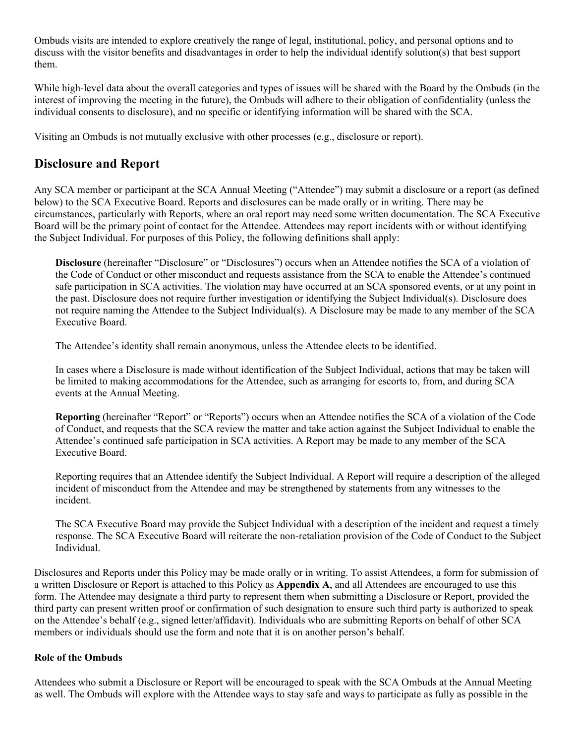Ombuds visits are intended to explore creatively the range of legal, institutional, policy, and personal options and to discuss with the visitor benefits and disadvantages in order to help the individual identify solution(s) that best support them.

While high-level data about the overall categories and types of issues will be shared with the Board by the Ombuds (in the interest of improving the meeting in the future), the Ombuds will adhere to their obligation of confidentiality (unless the individual consents to disclosure), and no specific or identifying information will be shared with the SCA.

Visiting an Ombuds is not mutually exclusive with other processes (e.g., disclosure or report).

## Disclosure and Report

Any SCA member or participant at the SCA Annual Meeting ("Attendee") may submit a disclosure or a report (as defined below) to the SCA Executive Board. Reports and disclosures can be made orally or in writing. There may be circumstances, particularly with Reports, where an oral report may need some written documentation. The SCA Executive Board will be the primary point of contact for the Attendee. Attendees may report incidents with or without identifying the Subject Individual. For purposes of this Policy, the following definitions shall apply:

> **Disclosure** (hereinafter "Disclosure" or "Disclosures") occurs when an Attendee notifies the SCA of a violation of the Code of Conduct or other misconduct and requests assistance from the SCA to enable the Attendee's continued safe participation in SCA activities. The violation may have occurred at an SCA sponsored events, or at any point in the past. Disclosure does not require further investigation or identifying the Subject Individual(s). Disclosure does not require naming the Attendee to the Subject Individual(s). A Disclosure may be made to any member of the SCA Executive Board.
>
> The Attendee's identity shall remain anonymous, unless the Attendee elects to be identified.
>
> In cases where a Disclosure is made without identification of the Subject Individual, actions that may be taken will be limited to making accommodations for the Attendee, such as arranging for escorts to, from, and during SCA events at the Annual Meeting.
>
> **Reporting** (hereinafter "Report" or "Reports") occurs when an Attendee notifies the SCA of a violation of the Code of Conduct, and requests that the SCA review the matter and take action against the Subject Individual to enable the Attendee's continued safe participation in SCA activities. A Report may be made to any member of the SCA Executive Board.
>
> Reporting requires that an Attendee identify the Subject Individual. A Report will require a description of the alleged incident of misconduct from the Attendee and may be strengthened by statements from any witnesses to the incident.
>
> The SCA Executive Board may provide the Subject Individual with a description of the incident and request a timely response. The SCA Executive Board will reiterate the non-retaliation provision of the Code of Conduct to the Subject Individual.

Disclosures and Reports under this Policy may be made orally or in writing. To assist Attendees, a form for submission of a written Disclosure or Report is attached to this Policy as **Appendix A**, and all Attendees are encouraged to use this form. The Attendee may designate a third party to represent them when submitting a Disclosure or Report, provided the third party can present written proof or confirmation of such designation to ensure such third party is authorized to speak on the Attendee's behalf (e.g., signed letter/affidavit). Individuals who are submitting Reports on behalf of other SCA members or individuals should use the form and note that it is on another person's behalf.

### Role of the Ombuds

Attendees who submit a Disclosure or Report will be encouraged to speak with the SCA Ombuds at the Annual Meeting as well. The Ombuds will explore with the Attendee ways to stay safe and ways to participate as fully as possible in the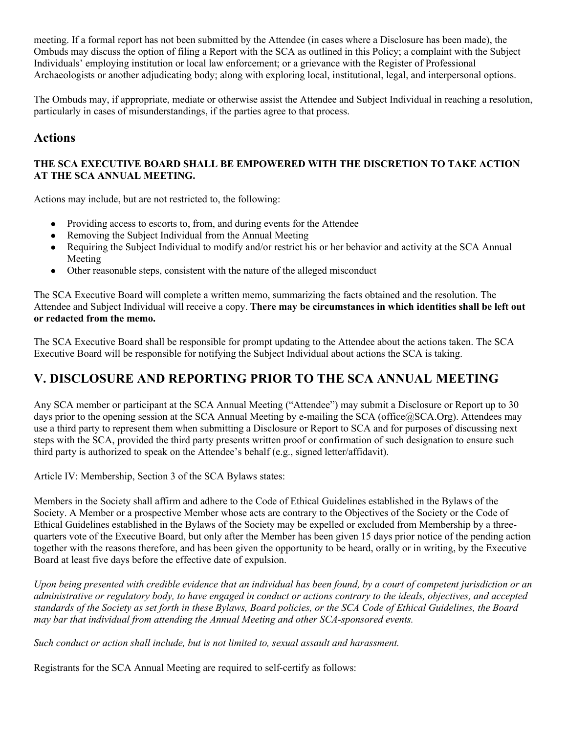meeting. If a formal report has not been submitted by the Attendee (in cases where a Disclosure has been made), the Ombuds may discuss the option of filing a Report with the SCA as outlined in this Policy; a complaint with the Subject Individuals' employing institution or local law enforcement; or a grievance with the Register of Professional Archaeologists or another adjudicating body; along with exploring local, institutional, legal, and interpersonal options.

The Ombuds may, if appropriate, mediate or otherwise assist the Attendee and Subject Individual in reaching a resolution, particularly in cases of misunderstandings, if the parties agree to that process.

## Actions

**THE SCA EXECUTIVE BOARD SHALL BE EMPOWERED WITH THE DISCRETION TO TAKE ACTION AT THE SCA ANNUAL MEETING.**

Actions may include, but are not restricted to, the following:

- Providing access to escorts to, from, and during events for the Attendee
- Removing the Subject Individual from the Annual Meeting
- Requiring the Subject Individual to modify and/or restrict his or her behavior and activity at the SCA Annual Meeting
- Other reasonable steps, consistent with the nature of the alleged misconduct

The SCA Executive Board will complete a written memo, summarizing the facts obtained and the resolution. The Attendee and Subject Individual will receive a copy. **There may be circumstances in which identities shall be left out or redacted from the memo.**

The SCA Executive Board shall be responsible for prompt updating to the Attendee about the actions taken. The SCA Executive Board will be responsible for notifying the Subject Individual about actions the SCA is taking.

# V. DISCLOSURE AND REPORTING PRIOR TO THE SCA ANNUAL MEETING

Any SCA member or participant at the SCA Annual Meeting ("Attendee") may submit a Disclosure or Report up to 30 days prior to the opening session at the SCA Annual Meeting by e-mailing the SCA (office@SCA.Org). Attendees may use a third party to represent them when submitting a Disclosure or Report to SCA and for purposes of discussing next steps with the SCA, provided the third party presents written proof or confirmation of such designation to ensure such third party is authorized to speak on the Attendee's behalf (e.g., signed letter/affidavit).

Article IV: Membership, Section 3 of the SCA Bylaws states:

Members in the Society shall affirm and adhere to the Code of Ethical Guidelines established in the Bylaws of the Society. A Member or a prospective Member whose acts are contrary to the Objectives of the Society or the Code of Ethical Guidelines established in the Bylaws of the Society may be expelled or excluded from Membership by a three-quarters vote of the Executive Board, but only after the Member has been given 15 days prior notice of the pending action together with the reasons therefore, and has been given the opportunity to be heard, orally or in writing, by the Executive Board at least five days before the effective date of expulsion.

*Upon being presented with credible evidence that an individual has been found, by a court of competent jurisdiction or an administrative or regulatory body, to have engaged in conduct or actions contrary to the ideals, objectives, and accepted standards of the Society as set forth in these Bylaws, Board policies, or the SCA Code of Ethical Guidelines, the Board may bar that individual from attending the Annual Meeting and other SCA-sponsored events.*

*Such conduct or action shall include, but is not limited to, sexual assault and harassment.*

Registrants for the SCA Annual Meeting are required to self-certify as follows: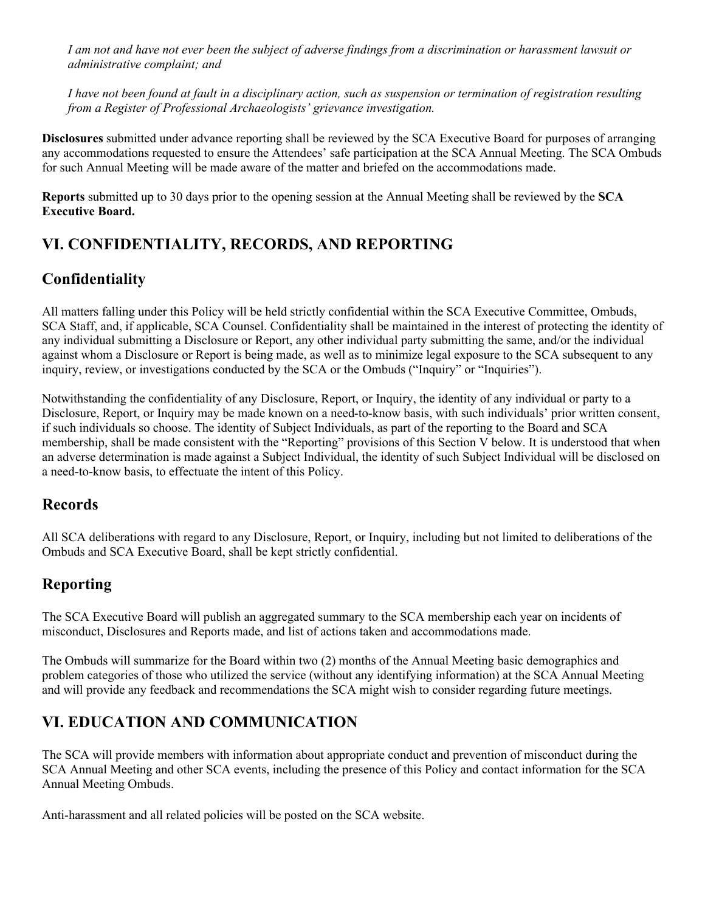*I am not and have not ever been the subject of adverse findings from a discrimination or harassment lawsuit or administrative complaint; and*

*I have not been found at fault in a disciplinary action, such as suspension or termination of registration resulting from a Register of Professional Archaeologists' grievance investigation.*

**Disclosures** submitted under advance reporting shall be reviewed by the SCA Executive Board for purposes of arranging any accommodations requested to ensure the Attendees' safe participation at the SCA Annual Meeting. The SCA Ombuds for such Annual Meeting will be made aware of the matter and briefed on the accommodations made.

**Reports** submitted up to 30 days prior to the opening session at the Annual Meeting shall be reviewed by the **SCA Executive Board.**

## VI. CONFIDENTIALITY, RECORDS, AND REPORTING

### Confidentiality

All matters falling under this Policy will be held strictly confidential within the SCA Executive Committee, Ombuds, SCA Staff, and, if applicable, SCA Counsel. Confidentiality shall be maintained in the interest of protecting the identity of any individual submitting a Disclosure or Report, any other individual party submitting the same, and/or the individual against whom a Disclosure or Report is being made, as well as to minimize legal exposure to the SCA subsequent to any inquiry, review, or investigations conducted by the SCA or the Ombuds ("Inquiry" or "Inquiries").

Notwithstanding the confidentiality of any Disclosure, Report, or Inquiry, the identity of any individual or party to a Disclosure, Report, or Inquiry may be made known on a need-to-know basis, with such individuals' prior written consent, if such individuals so choose. The identity of Subject Individuals, as part of the reporting to the Board and SCA membership, shall be made consistent with the "Reporting" provisions of this Section V below. It is understood that when an adverse determination is made against a Subject Individual, the identity of such Subject Individual will be disclosed on a need-to-know basis, to effectuate the intent of this Policy.

### Records

All SCA deliberations with regard to any Disclosure, Report, or Inquiry, including but not limited to deliberations of the Ombuds and SCA Executive Board, shall be kept strictly confidential.

### Reporting

The SCA Executive Board will publish an aggregated summary to the SCA membership each year on incidents of misconduct, Disclosures and Reports made, and list of actions taken and accommodations made.

The Ombuds will summarize for the Board within two (2) months of the Annual Meeting basic demographics and problem categories of those who utilized the service (without any identifying information) at the SCA Annual Meeting and will provide any feedback and recommendations the SCA might wish to consider regarding future meetings.

## VI. EDUCATION AND COMMUNICATION

The SCA will provide members with information about appropriate conduct and prevention of misconduct during the SCA Annual Meeting and other SCA events, including the presence of this Policy and contact information for the SCA Annual Meeting Ombuds.

Anti-harassment and all related policies will be posted on the SCA website.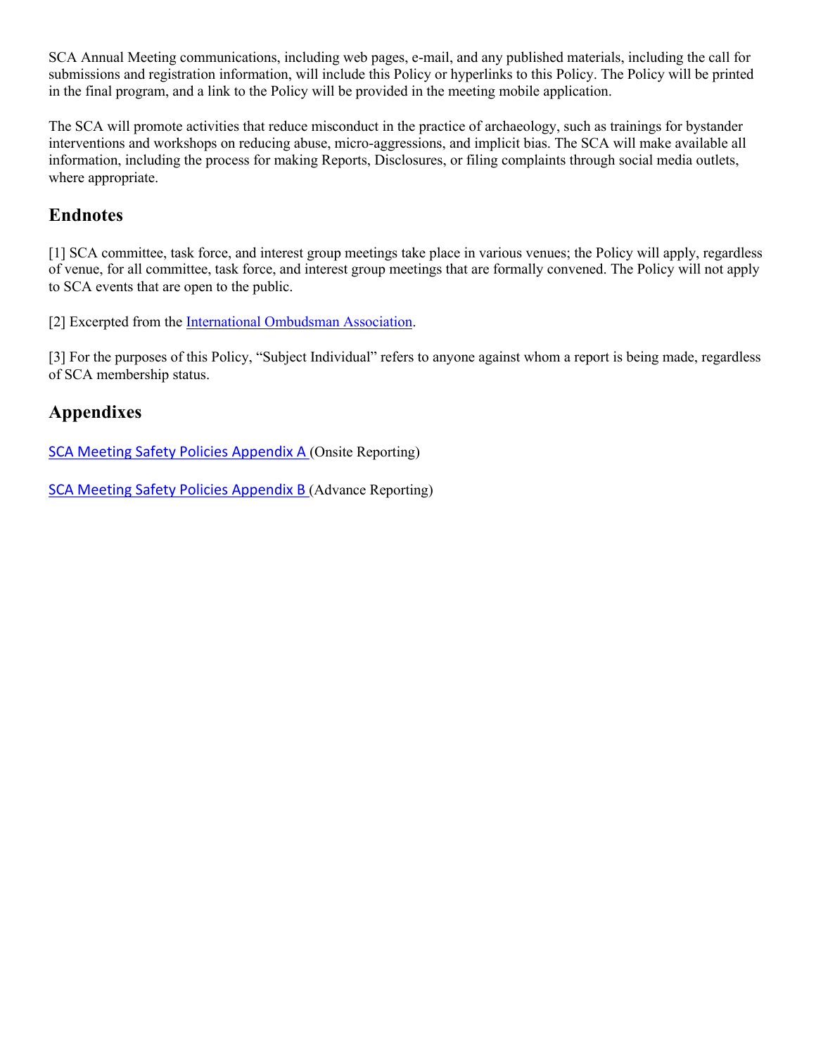SCA Annual Meeting communications, including web pages, e-mail, and any published materials, including the call for submissions and registration information, will include this Policy or hyperlinks to this Policy. The Policy will be printed in the final program, and a link to the Policy will be provided in the meeting mobile application.

The SCA will promote activities that reduce misconduct in the practice of archaeology, such as trainings for bystander interventions and workshops on reducing abuse, micro-aggressions, and implicit bias. The SCA will make available all information, including the process for making Reports, Disclosures, or filing complaints through social media outlets, where appropriate.

## Endnotes

[1] SCA committee, task force, and interest group meetings take place in various venues; the Policy will apply, regardless of venue, for all committee, task force, and interest group meetings that are formally convened. The Policy will not apply to SCA events that are open to the public.

[2] Excerpted from the International Ombudsman Association.

[3] For the purposes of this Policy, "Subject Individual" refers to anyone against whom a report is being made, regardless of SCA membership status.

## Appendixes

SCA Meeting Safety Policies Appendix A (Onsite Reporting)

SCA Meeting Safety Policies Appendix B (Advance Reporting)